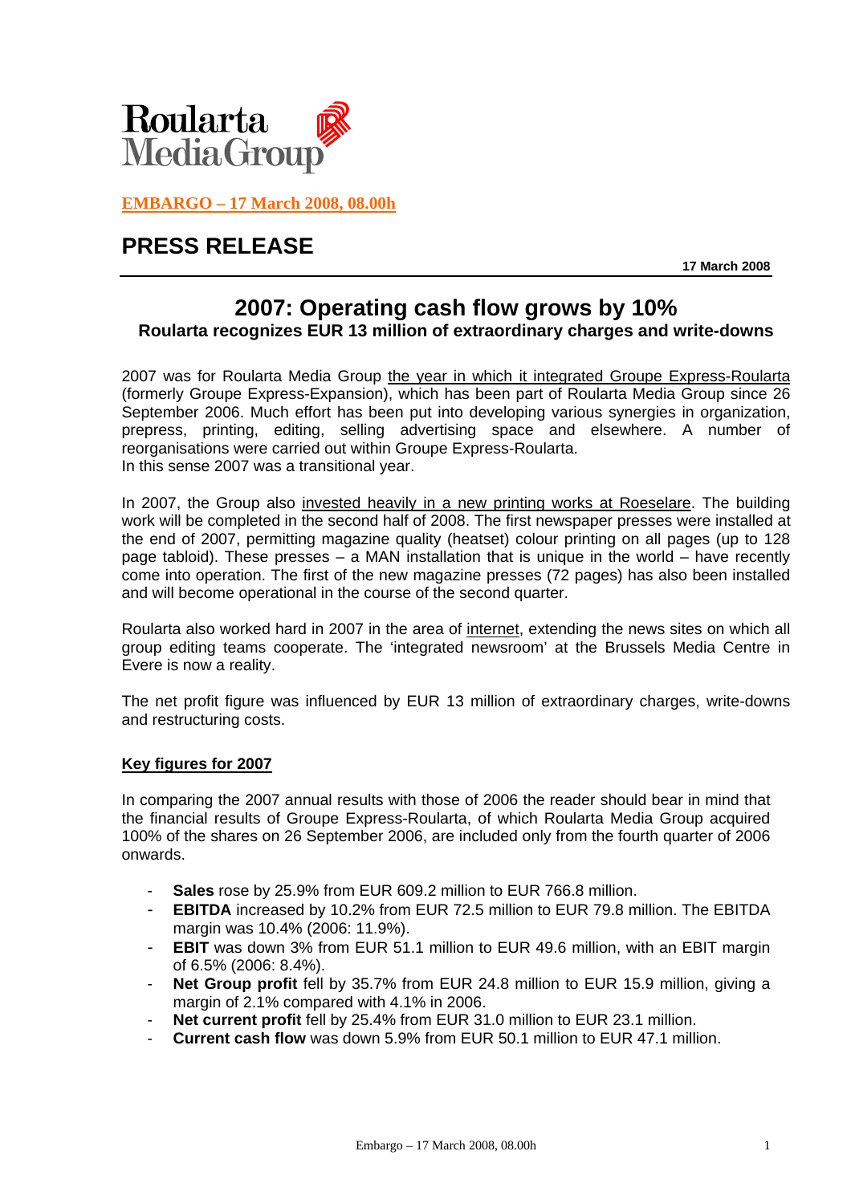Roularta Media Group

**EMBARGO – 17 March 2008, 08.00h**

# PRESS RELEASE

**17 March 2008**

## 2007: Operating cash flow grows by 10%

### Roularta recognizes EUR 13 million of extraordinary charges and write-downs

2007 was for Roularta Media Group the year in which it integrated Groupe Express-Roularta (formerly Groupe Express-Expansion), which has been part of Roularta Media Group since 26 September 2006. Much effort has been put into developing various synergies in organization, prepress, printing, editing, selling advertising space and elsewhere. A number of reorganisations were carried out within Groupe Express-Roularta.
In this sense 2007 was a transitional year.

In 2007, the Group also invested heavily in a new printing works at Roeselare. The building work will be completed in the second half of 2008. The first newspaper presses were installed at the end of 2007, permitting magazine quality (heatset) colour printing on all pages (up to 128 page tabloid). These presses – a MAN installation that is unique in the world – have recently come into operation. The first of the new magazine presses (72 pages) has also been installed and will become operational in the course of the second quarter.

Roularta also worked hard in 2007 in the area of internet, extending the news sites on which all group editing teams cooperate. The 'integrated newsroom' at the Brussels Media Centre in Evere is now a reality.

The net profit figure was influenced by EUR 13 million of extraordinary charges, write-downs and restructuring costs.

**Key figures for 2007**

In comparing the 2007 annual results with those of 2006 the reader should bear in mind that the financial results of Groupe Express-Roularta, of which Roularta Media Group acquired 100% of the shares on 26 September 2006, are included only from the fourth quarter of 2006 onwards.

- **Sales** rose by 25.9% from EUR 609.2 million to EUR 766.8 million.
- **EBITDA** increased by 10.2% from EUR 72.5 million to EUR 79.8 million. The EBITDA margin was 10.4% (2006: 11.9%).
- **EBIT** was down 3% from EUR 51.1 million to EUR 49.6 million, with an EBIT margin of 6.5% (2006: 8.4%).
- **Net Group profit** fell by 35.7% from EUR 24.8 million to EUR 15.9 million, giving a margin of 2.1% compared with 4.1% in 2006.
- **Net current profit** fell by 25.4% from EUR 31.0 million to EUR 23.1 million.
- **Current cash flow** was down 5.9% from EUR 50.1 million to EUR 47.1 million.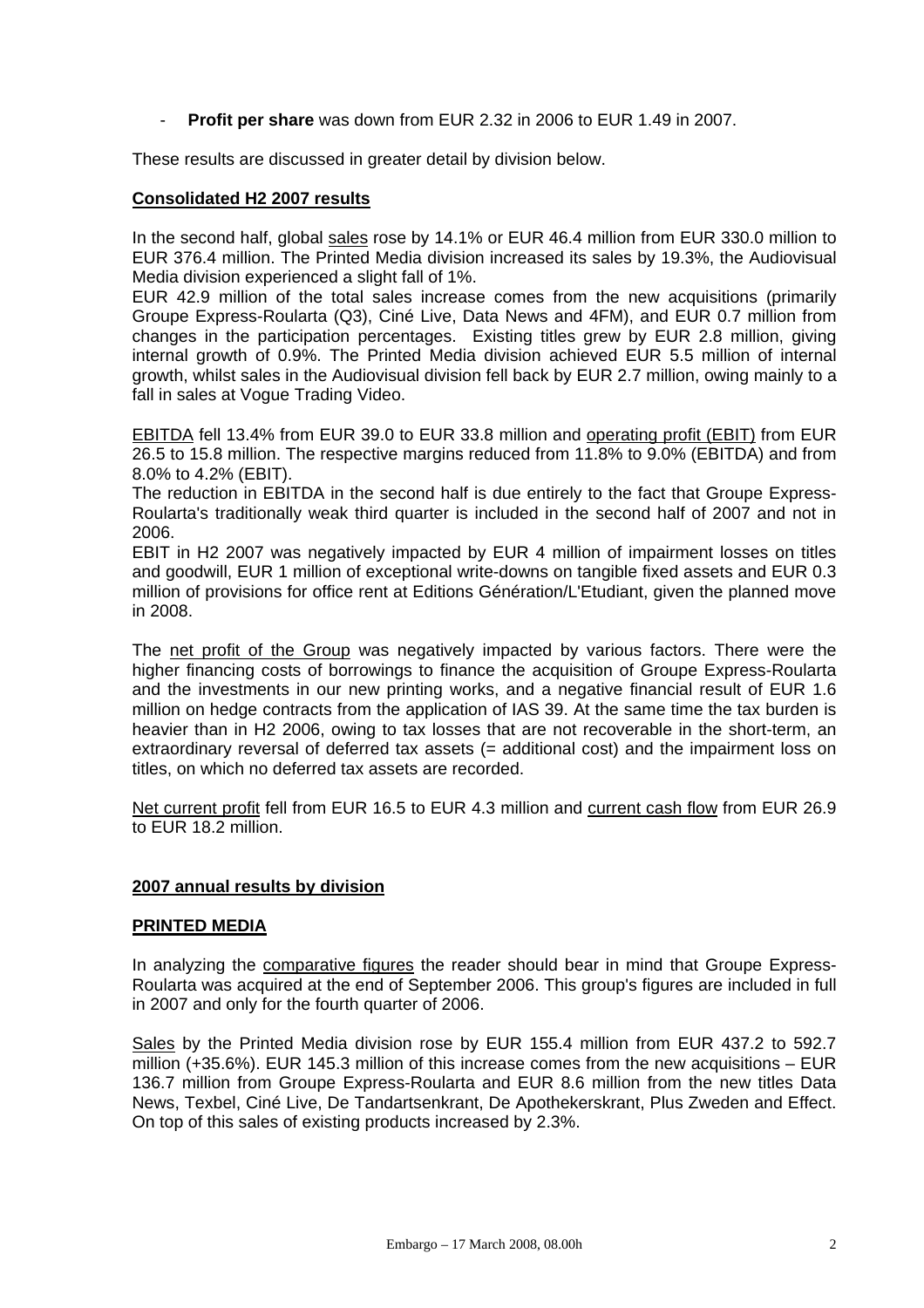- **Profit per share** was down from EUR 2.32 in 2006 to EUR 1.49 in 2007.

These results are discussed in greater detail by division below.

## Consolidated H2 2007 results

In the second half, global sales rose by 14.1% or EUR 46.4 million from EUR 330.0 million to EUR 376.4 million. The Printed Media division increased its sales by 19.3%, the Audiovisual Media division experienced a slight fall of 1%.

EUR 42.9 million of the total sales increase comes from the new acquisitions (primarily Groupe Express-Roularta (Q3), Ciné Live, Data News and 4FM), and EUR 0.7 million from changes in the participation percentages. Existing titles grew by EUR 2.8 million, giving internal growth of 0.9%. The Printed Media division achieved EUR 5.5 million of internal growth, whilst sales in the Audiovisual division fell back by EUR 2.7 million, owing mainly to a fall in sales at Vogue Trading Video.

EBITDA fell 13.4% from EUR 39.0 to EUR 33.8 million and operating profit (EBIT) from EUR 26.5 to 15.8 million. The respective margins reduced from 11.8% to 9.0% (EBITDA) and from 8.0% to 4.2% (EBIT).

The reduction in EBITDA in the second half is due entirely to the fact that Groupe Express-Roularta's traditionally weak third quarter is included in the second half of 2007 and not in 2006.

EBIT in H2 2007 was negatively impacted by EUR 4 million of impairment losses on titles and goodwill, EUR 1 million of exceptional write-downs on tangible fixed assets and EUR 0.3 million of provisions for office rent at Editions Génération/L'Etudiant, given the planned move in 2008.

The net profit of the Group was negatively impacted by various factors. There were the higher financing costs of borrowings to finance the acquisition of Groupe Express-Roularta and the investments in our new printing works, and a negative financial result of EUR 1.6 million on hedge contracts from the application of IAS 39. At the same time the tax burden is heavier than in H2 2006, owing to tax losses that are not recoverable in the short-term, an extraordinary reversal of deferred tax assets (= additional cost) and the impairment loss on titles, on which no deferred tax assets are recorded.

Net current profit fell from EUR 16.5 to EUR 4.3 million and current cash flow from EUR 26.9 to EUR 18.2 million.

## 2007 annual results by division

### PRINTED MEDIA

In analyzing the comparative figures the reader should bear in mind that Groupe Express-Roularta was acquired at the end of September 2006. This group's figures are included in full in 2007 and only for the fourth quarter of 2006.

Sales by the Printed Media division rose by EUR 155.4 million from EUR 437.2 to 592.7 million (+35.6%). EUR 145.3 million of this increase comes from the new acquisitions – EUR 136.7 million from Groupe Express-Roularta and EUR 8.6 million from the new titles Data News, Texbel, Ciné Live, De Tandartsenkrant, De Apothekerskrant, Plus Zweden and Effect. On top of this sales of existing products increased by 2.3%.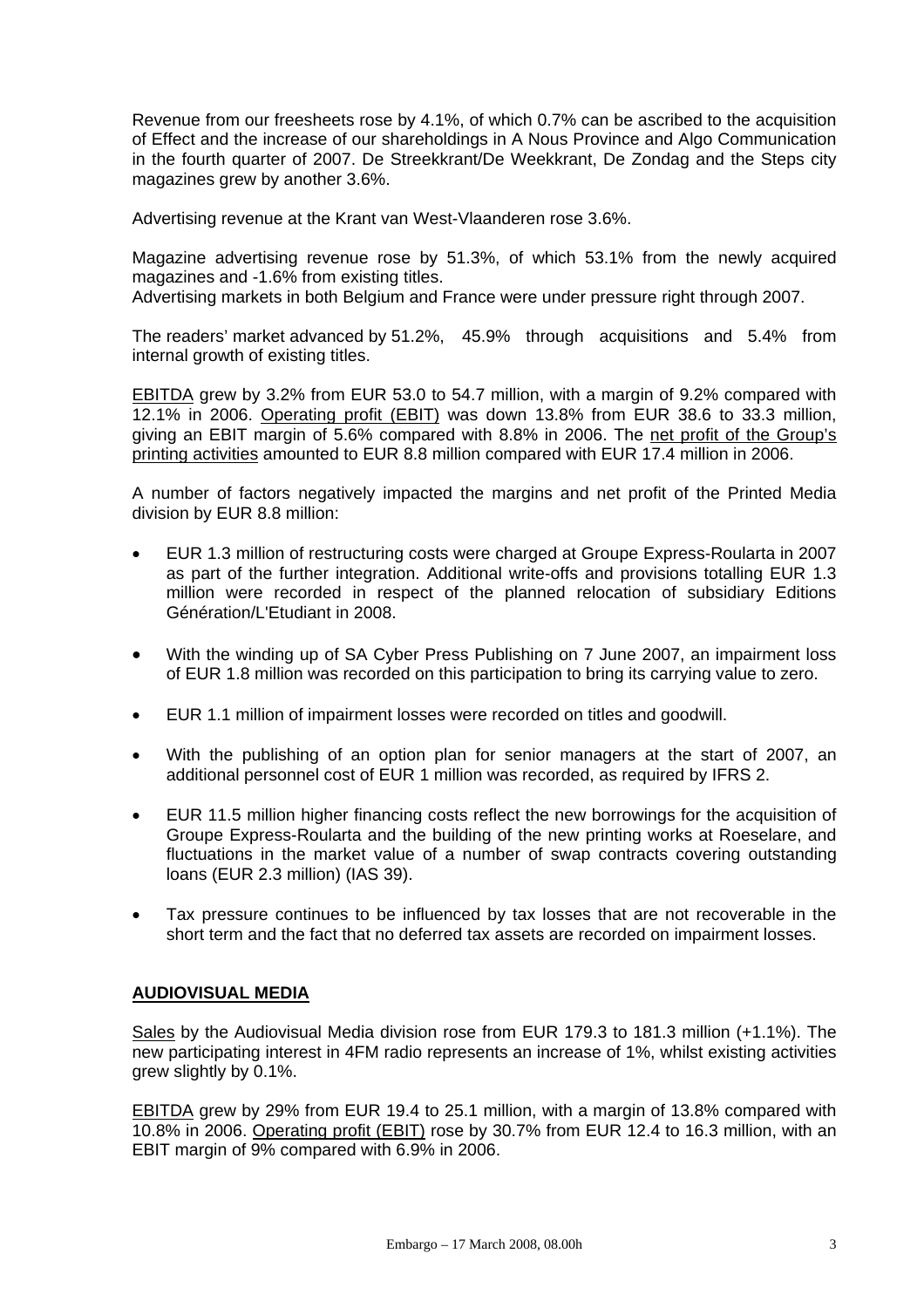Revenue from our freesheets rose by 4.1%, of which 0.7% can be ascribed to the acquisition of Effect and the increase of our shareholdings in A Nous Province and Algo Communication in the fourth quarter of 2007. De Streekkrant/De Weekkrant, De Zondag and the Steps city magazines grew by another 3.6%.

Advertising revenue at the Krant van West-Vlaanderen rose 3.6%.

Magazine advertising revenue rose by 51.3%, of which 53.1% from the newly acquired magazines and -1.6% from existing titles.
Advertising markets in both Belgium and France were under pressure right through 2007.

The readers' market advanced by 51.2%, 45.9% through acquisitions and 5.4% from internal growth of existing titles.

EBITDA grew by 3.2% from EUR 53.0 to 54.7 million, with a margin of 9.2% compared with 12.1% in 2006. Operating profit (EBIT) was down 13.8% from EUR 38.6 to 33.3 million, giving an EBIT margin of 5.6% compared with 8.8% in 2006. The net profit of the Group's printing activities amounted to EUR 8.8 million compared with EUR 17.4 million in 2006.

A number of factors negatively impacted the margins and net profit of the Printed Media division by EUR 8.8 million:

- EUR 1.3 million of restructuring costs were charged at Groupe Express-Roularta in 2007 as part of the further integration. Additional write-offs and provisions totalling EUR 1.3 million were recorded in respect of the planned relocation of subsidiary Editions Génération/L'Etudiant in 2008.
- With the winding up of SA Cyber Press Publishing on 7 June 2007, an impairment loss of EUR 1.8 million was recorded on this participation to bring its carrying value to zero.
- EUR 1.1 million of impairment losses were recorded on titles and goodwill.
- With the publishing of an option plan for senior managers at the start of 2007, an additional personnel cost of EUR 1 million was recorded, as required by IFRS 2.
- EUR 11.5 million higher financing costs reflect the new borrowings for the acquisition of Groupe Express-Roularta and the building of the new printing works at Roeselare, and fluctuations in the market value of a number of swap contracts covering outstanding loans (EUR 2.3 million) (IAS 39).
- Tax pressure continues to be influenced by tax losses that are not recoverable in the short term and the fact that no deferred tax assets are recorded on impairment losses.

## AUDIOVISUAL MEDIA

Sales by the Audiovisual Media division rose from EUR 179.3 to 181.3 million (+1.1%). The new participating interest in 4FM radio represents an increase of 1%, whilst existing activities grew slightly by 0.1%.

EBITDA grew by 29% from EUR 19.4 to 25.1 million, with a margin of 13.8% compared with 10.8% in 2006. Operating profit (EBIT) rose by 30.7% from EUR 12.4 to 16.3 million, with an EBIT margin of 9% compared with 6.9% in 2006.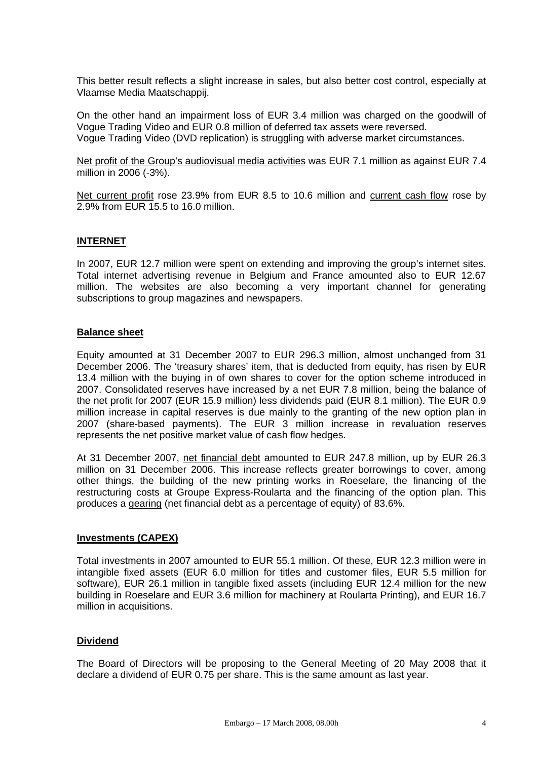This better result reflects a slight increase in sales, but also better cost control, especially at Vlaamse Media Maatschappij.

On the other hand an impairment loss of EUR 3.4 million was charged on the goodwill of Vogue Trading Video and EUR 0.8 million of deferred tax assets were reversed.
Vogue Trading Video (DVD replication) is struggling with adverse market circumstances.

Net profit of the Group's audiovisual media activities was EUR 7.1 million as against EUR 7.4 million in 2006 (-3%).

Net current profit rose 23.9% from EUR 8.5 to 10.6 million and current cash flow rose by 2.9% from EUR 15.5 to 16.0 million.

## INTERNET

In 2007, EUR 12.7 million were spent on extending and improving the group's internet sites. Total internet advertising revenue in Belgium and France amounted also to EUR 12.67 million. The websites are also becoming a very important channel for generating subscriptions to group magazines and newspapers.

## Balance sheet

Equity amounted at 31 December 2007 to EUR 296.3 million, almost unchanged from 31 December 2006. The 'treasury shares' item, that is deducted from equity, has risen by EUR 13.4 million with the buying in of own shares to cover for the option scheme introduced in 2007. Consolidated reserves have increased by a net EUR 7.8 million, being the balance of the net profit for 2007 (EUR 15.9 million) less dividends paid (EUR 8.1 million). The EUR 0.9 million increase in capital reserves is due mainly to the granting of the new option plan in 2007 (share-based payments). The EUR 3 million increase in revaluation reserves represents the net positive market value of cash flow hedges.

At 31 December 2007, net financial debt amounted to EUR 247.8 million, up by EUR 26.3 million on 31 December 2006. This increase reflects greater borrowings to cover, among other things, the building of the new printing works in Roeselare, the financing of the restructuring costs at Groupe Express-Roularta and the financing of the option plan. This produces a gearing (net financial debt as a percentage of equity) of 83.6%.

## Investments (CAPEX)

Total investments in 2007 amounted to EUR 55.1 million. Of these, EUR 12.3 million were in intangible fixed assets (EUR 6.0 million for titles and customer files, EUR 5.5 million for software), EUR 26.1 million in tangible fixed assets (including EUR 12.4 million for the new building in Roeselare and EUR 3.6 million for machinery at Roularta Printing), and EUR 16.7 million in acquisitions.

## Dividend

The Board of Directors will be proposing to the General Meeting of 20 May 2008 that it declare a dividend of EUR 0.75 per share. This is the same amount as last year.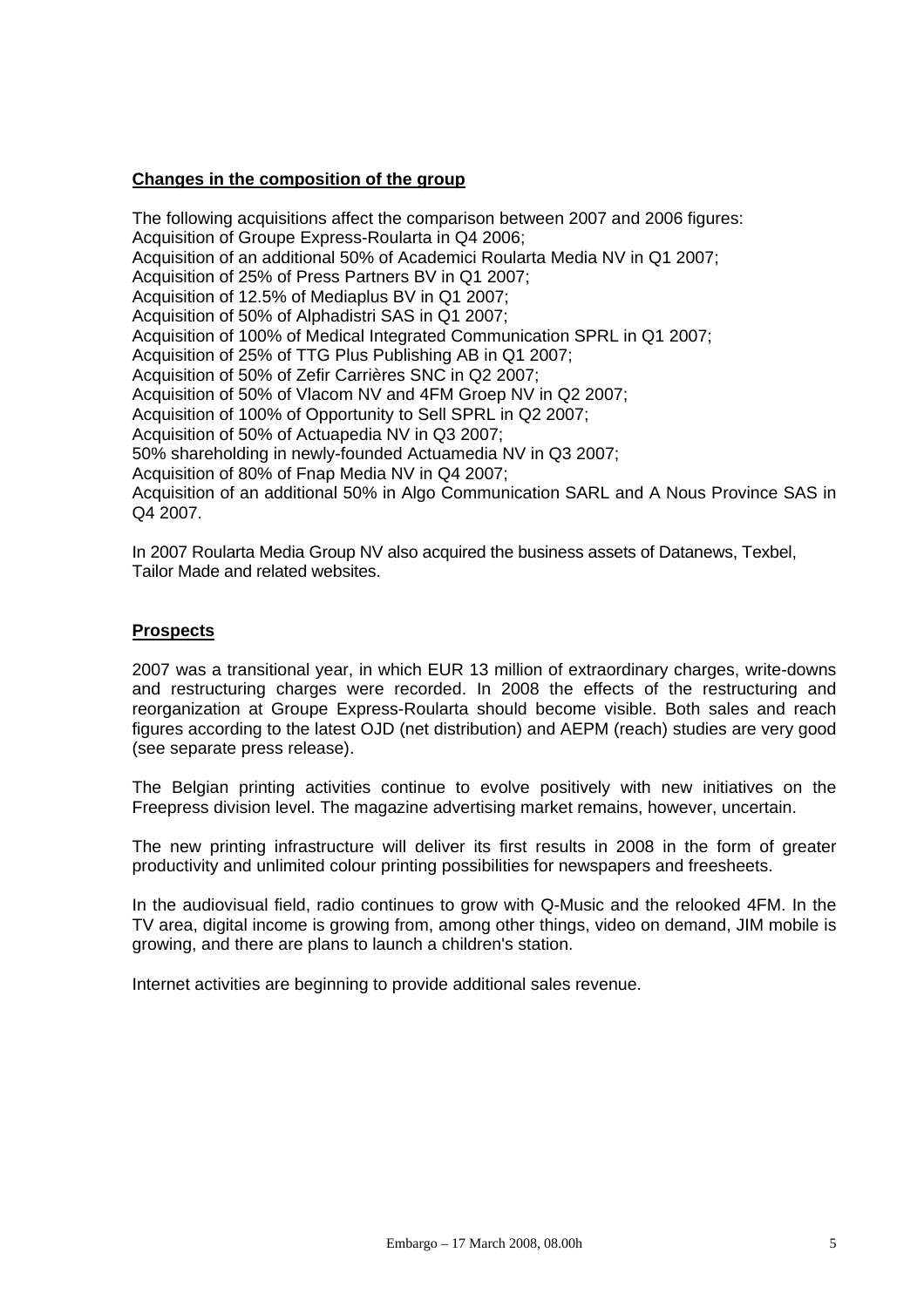## Changes in the composition of the group

The following acquisitions affect the comparison between 2007 and 2006 figures:
Acquisition of Groupe Express-Roularta in Q4 2006;
Acquisition of an additional 50% of Academici Roularta Media NV in Q1 2007;
Acquisition of 25% of Press Partners BV in Q1 2007;
Acquisition of 12.5% of Mediaplus BV in Q1 2007;
Acquisition of 50% of Alphadistri SAS in Q1 2007;
Acquisition of 100% of Medical Integrated Communication SPRL in Q1 2007;
Acquisition of 25% of TTG Plus Publishing AB in Q1 2007;
Acquisition of 50% of Zefir Carrières SNC in Q2 2007;
Acquisition of 50% of Vlacom NV and 4FM Groep NV in Q2 2007;
Acquisition of 100% of Opportunity to Sell SPRL in Q2 2007;
Acquisition of 50% of Actuapedia NV in Q3 2007;
50% shareholding in newly-founded Actuamedia NV in Q3 2007;
Acquisition of 80% of Fnap Media NV in Q4 2007;
Acquisition of an additional 50% in Algo Communication SARL and A Nous Province SAS in Q4 2007.

In 2007 Roularta Media Group NV also acquired the business assets of Datanews, Texbel, Tailor Made and related websites.

## Prospects

2007 was a transitional year, in which EUR 13 million of extraordinary charges, write-downs and restructuring charges were recorded. In 2008 the effects of the restructuring and reorganization at Groupe Express-Roularta should become visible. Both sales and reach figures according to the latest OJD (net distribution) and AEPM (reach) studies are very good (see separate press release).

The Belgian printing activities continue to evolve positively with new initiatives on the Freepress division level. The magazine advertising market remains, however, uncertain.

The new printing infrastructure will deliver its first results in 2008 in the form of greater productivity and unlimited colour printing possibilities for newspapers and freesheets.

In the audiovisual field, radio continues to grow with Q-Music and the relooked 4FM. In the TV area, digital income is growing from, among other things, video on demand, JIM mobile is growing, and there are plans to launch a children's station.

Internet activities are beginning to provide additional sales revenue.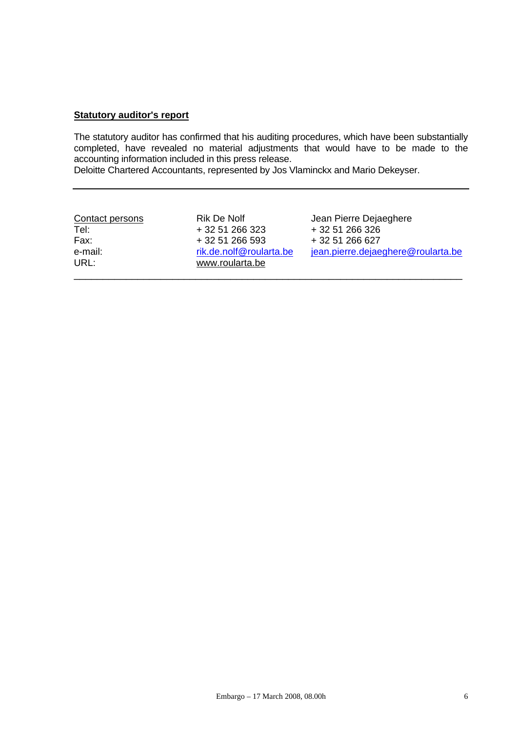**Statutory auditor's report**

The statutory auditor has confirmed that his auditing procedures, which have been substantially completed, have revealed no material adjustments that would have to be made to the accounting information included in this press release.
Deloitte Chartered Accountants, represented by Jos Vlaminckx and Mario Dekeyser.

---

| Contact persons | Rik De Nolf | Jean Pierre Dejaeghere |
|---|---|---|
| Tel: | + 32 51 266 323 | + 32 51 266 326 |
| Fax: | + 32 51 266 593 | + 32 51 266 627 |
| e-mail: | rik.de.nolf@roularta.be | jean.pierre.dejaeghere@roularta.be |
| URL: | www.roularta.be | |

---

Embargo – 17 March 2008, 08.00h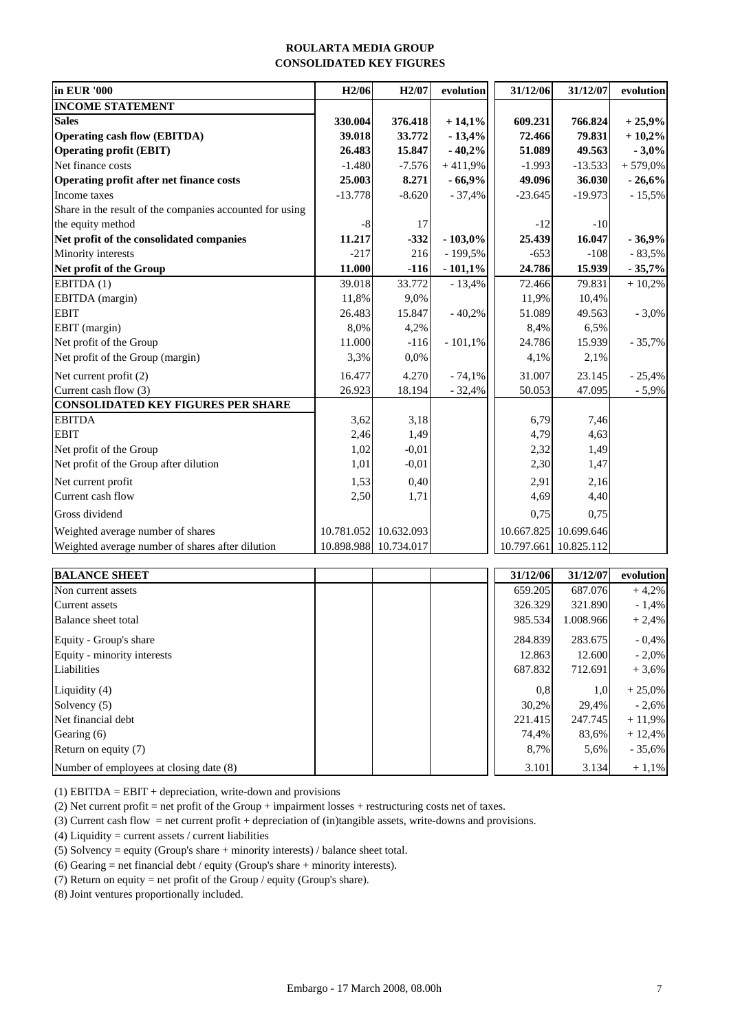# ROULARTA MEDIA GROUP
## CONSOLIDATED KEY FIGURES

| in EUR '000 | H2/06 | H2/07 | evolution | 31/12/06 | 31/12/07 | evolution |
|---|---|---|---|---|---|---|
| **INCOME STATEMENT** | | | | | | |
| **Sales** | **330.004** | **376.418** | **+ 14,1%** | **609.231** | **766.824** | **+ 25,9%** |
| **Operating cash flow (EBITDA)** | **39.018** | **33.772** | **- 13,4%** | **72.466** | **79.831** | **+ 10,2%** |
| **Operating profit (EBIT)** | **26.483** | **15.847** | **- 40,2%** | **51.089** | **49.563** | **- 3,0%** |
| Net finance costs | -1.480 | -7.576 | + 411,9% | -1.993 | -13.533 | + 579,0% |
| **Operating profit after net finance costs** | **25.003** | **8.271** | **- 66,9%** | **49.096** | **36.030** | **- 26,6%** |
| Income taxes | -13.778 | -8.620 | - 37,4% | -23.645 | -19.973 | - 15,5% |
| Share in the result of the companies accounted for using the equity method | -8 | 17 | | -12 | -10 | |
| **Net profit of the consolidated companies** | **11.217** | **-332** | **- 103,0%** | **25.439** | **16.047** | **- 36,9%** |
| Minority interests | -217 | 216 | - 199,5% | -653 | -108 | - 83,5% |
| **Net profit of the Group** | **11.000** | **-116** | **- 101,1%** | **24.786** | **15.939** | **- 35,7%** |
| EBITDA (1) | 39.018 | 33.772 | - 13,4% | 72.466 | 79.831 | + 10,2% |
| EBITDA (margin) | 11,8% | 9,0% | | 11,9% | 10,4% | |
| EBIT | 26.483 | 15.847 | - 40,2% | 51.089 | 49.563 | - 3,0% |
| EBIT (margin) | 8,0% | 4,2% | | 8,4% | 6,5% | |
| Net profit of the Group | 11.000 | -116 | - 101,1% | 24.786 | 15.939 | - 35,7% |
| Net profit of the Group (margin) | 3,3% | 0,0% | | 4,1% | 2,1% | |
| Net current profit (2) | 16.477 | 4.270 | - 74,1% | 31.007 | 23.145 | - 25,4% |
| Current cash flow (3) | 26.923 | 18.194 | - 32,4% | 50.053 | 47.095 | - 5,9% |
| **CONSOLIDATED KEY FIGURES PER SHARE** | | | | | | |
| EBITDA | 3,62 | 3,18 | | 6,79 | 7,46 | |
| EBIT | 2,46 | 1,49 | | 4,79 | 4,63 | |
| Net profit of the Group | 1,02 | -0,01 | | 2,32 | 1,49 | |
| Net profit of the Group after dilution | 1,01 | -0,01 | | 2,30 | 1,47 | |
| Net current profit | 1,53 | 0,40 | | 2,91 | 2,16 | |
| Current cash flow | 2,50 | 1,71 | | 4,69 | 4,40 | |
| Gross dividend | | | | 0,75 | 0,75 | |
| Weighted average number of shares | 10.781.052 | 10.632.093 | | 10.667.825 | 10.699.646 | |
| Weighted average number of shares after dilution | 10.898.988 | 10.734.017 | | 10.797.661 | 10.825.112 | |

| BALANCE SHEET | | | | 31/12/06 | 31/12/07 | evolution |
|---|---|---|---|---|---|---|
| Non current assets | | | | 659.205 | 687.076 | + 4,2% |
| Current assets | | | | 326.329 | 321.890 | - 1,4% |
| Balance sheet total | | | | 985.534 | 1.008.966 | + 2,4% |
| Equity - Group's share | | | | 284.839 | 283.675 | - 0,4% |
| Equity - minority interests | | | | 12.863 | 12.600 | - 2,0% |
| Liabilities | | | | 687.832 | 712.691 | + 3,6% |
| Liquidity (4) | | | | 0,8 | 1,0 | + 25,0% |
| Solvency (5) | | | | 30,2% | 29,4% | - 2,6% |
| Net financial debt | | | | 221.415 | 247.745 | + 11,9% |
| Gearing (6) | | | | 74,4% | 83,6% | + 12,4% |
| Return on equity (7) | | | | 8,7% | 5,6% | - 35,6% |
| Number of employees at closing date (8) | | | | 3.101 | 3.134 | + 1,1% |

(1) EBITDA = EBIT + depreciation, write-down and provisions

(2) Net current profit = net profit of the Group + impairment losses + restructuring costs net of taxes.

(3) Current cash flow = net current profit + depreciation of (in)tangible assets, write-downs and provisions.

(4) Liquidity = current assets / current liabilities

(5) Solvency = equity (Group's share + minority interests) / balance sheet total.

(6) Gearing = net financial debt / equity (Group's share + minority interests).

(7) Return on equity = net profit of the Group / equity (Group's share).

(8) Joint ventures proportionally included.

Embargo - 17 March 2008, 08.00h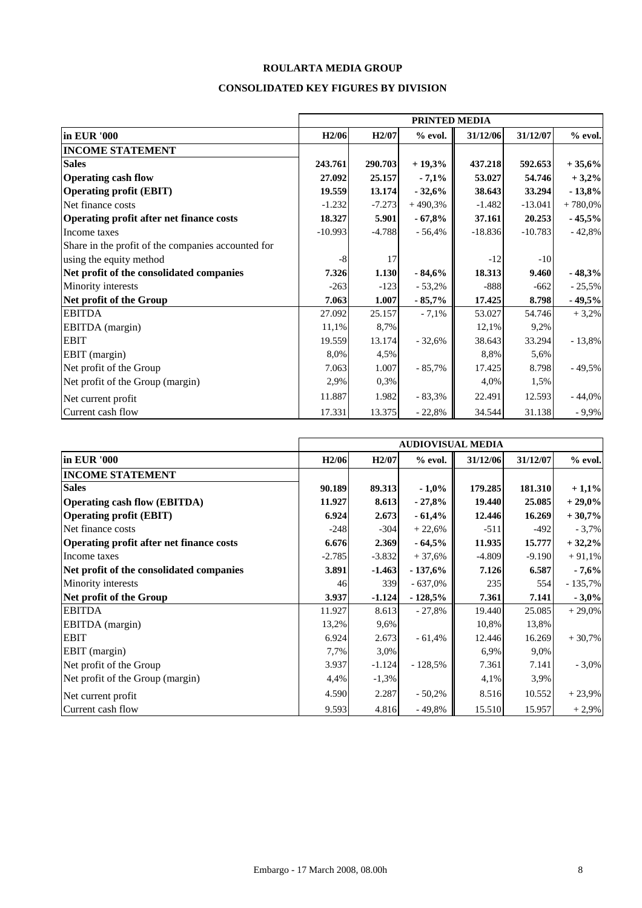# ROULARTA MEDIA GROUP

## CONSOLIDATED KEY FIGURES BY DIVISION

| | PRINTED MEDIA | | | | | |
|---|---|---|---|---|---|---|
| **in EUR '000** | **H2/06** | **H2/07** | **% evol.** | **31/12/06** | **31/12/07** | **% evol.** |
| **INCOME STATEMENT** | | | | | | |
| **Sales** | **243.761** | **290.703** | **+ 19,3%** | **437.218** | **592.653** | **+ 35,6%** |
| **Operating cash flow** | **27.092** | **25.157** | **- 7,1%** | **53.027** | **54.746** | **+ 3,2%** |
| **Operating profit (EBIT)** | **19.559** | **13.174** | **- 32,6%** | **38.643** | **33.294** | **- 13,8%** |
| Net finance costs | -1.232 | -7.273 | + 490,3% | -1.482 | -13.041 | + 780,0% |
| **Operating profit after net finance costs** | **18.327** | **5.901** | **- 67,8%** | **37.161** | **20.253** | **- 45,5%** |
| Income taxes | -10.993 | -4.788 | - 56,4% | -18.836 | -10.783 | - 42,8% |
| Share in the profit of the companies accounted for using the equity method | -8 | 17 | | -12 | -10 | |
| **Net profit of the consolidated companies** | **7.326** | **1.130** | **- 84,6%** | **18.313** | **9.460** | **- 48,3%** |
| Minority interests | -263 | -123 | - 53,2% | -888 | -662 | - 25,5% |
| **Net profit of the Group** | **7.063** | **1.007** | **- 85,7%** | **17.425** | **8.798** | **- 49,5%** |
| EBITDA | 27.092 | 25.157 | - 7,1% | 53.027 | 54.746 | + 3,2% |
| EBITDA (margin) | 11,1% | 8,7% | | 12,1% | 9,2% | |
| EBIT | 19.559 | 13.174 | - 32,6% | 38.643 | 33.294 | - 13,8% |
| EBIT (margin) | 8,0% | 4,5% | | 8,8% | 5,6% | |
| Net profit of the Group | 7.063 | 1.007 | - 85,7% | 17.425 | 8.798 | - 49,5% |
| Net profit of the Group (margin) | 2,9% | 0,3% | | 4,0% | 1,5% | |
| Net current profit | 11.887 | 1.982 | - 83,3% | 22.491 | 12.593 | - 44,0% |
| Current cash flow | 17.331 | 13.375 | - 22,8% | 34.544 | 31.138 | - 9,9% |

| | AUDIOVISUAL MEDIA | | | | | |
|---|---|---|---|---|---|---|
| **in EUR '000** | **H2/06** | **H2/07** | **% evol.** | **31/12/06** | **31/12/07** | **% evol.** |
| **INCOME STATEMENT** | | | | | | |
| **Sales** | **90.189** | **89.313** | **- 1,0%** | **179.285** | **181.310** | **+ 1,1%** |
| **Operating cash flow (EBITDA)** | **11.927** | **8.613** | **- 27,8%** | **19.440** | **25.085** | **+ 29,0%** |
| **Operating profit (EBIT)** | **6.924** | **2.673** | **- 61,4%** | **12.446** | **16.269** | **+ 30,7%** |
| Net finance costs | -248 | -304 | + 22,6% | -511 | -492 | - 3,7% |
| **Operating profit after net finance costs** | **6.676** | **2.369** | **- 64,5%** | **11.935** | **15.777** | **+ 32,2%** |
| Income taxes | -2.785 | -3.832 | + 37,6% | -4.809 | -9.190 | + 91,1% |
| **Net profit of the consolidated companies** | **3.891** | **-1.463** | **- 137,6%** | **7.126** | **6.587** | **- 7,6%** |
| Minority interests | 46 | 339 | - 637,0% | 235 | 554 | - 135,7% |
| **Net profit of the Group** | **3.937** | **-1.124** | **- 128,5%** | **7.361** | **7.141** | **- 3,0%** |
| EBITDA | 11.927 | 8.613 | - 27,8% | 19.440 | 25.085 | + 29,0% |
| EBITDA (margin) | 13,2% | 9,6% | | 10,8% | 13,8% | |
| EBIT | 6.924 | 2.673 | - 61,4% | 12.446 | 16.269 | + 30,7% |
| EBIT (margin) | 7,7% | 3,0% | | 6,9% | 9,0% | |
| Net profit of the Group | 3.937 | -1.124 | - 128,5% | 7.361 | 7.141 | - 3,0% |
| Net profit of the Group (margin) | 4,4% | -1,3% | | 4,1% | 3,9% | |
| Net current profit | 4.590 | 2.287 | - 50,2% | 8.516 | 10.552 | + 23,9% |
| Current cash flow | 9.593 | 4.816 | - 49,8% | 15.510 | 15.957 | + 2,9% |

Embargo - 17 March 2008, 08.00h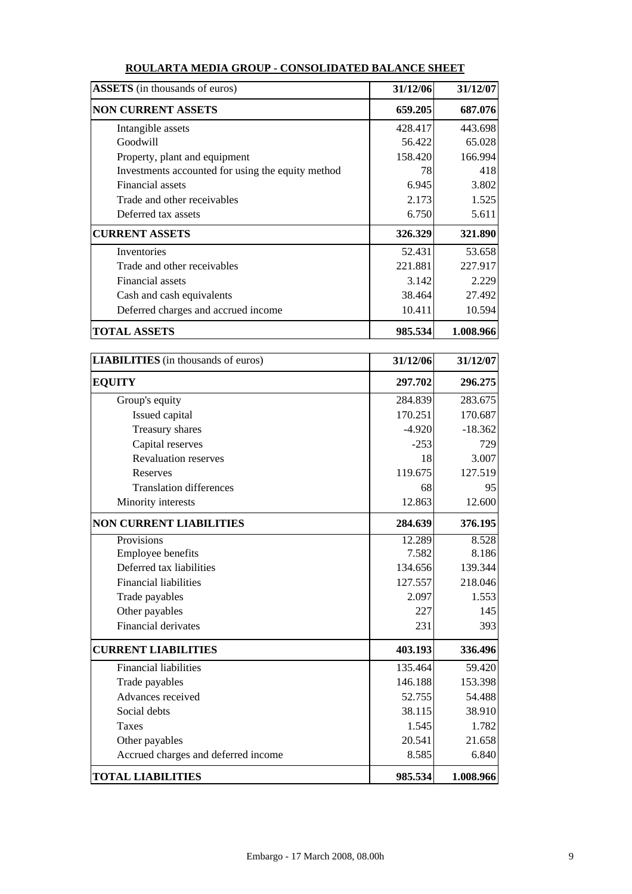# ROULARTA MEDIA GROUP - CONSOLIDATED BALANCE SHEET

| **ASSETS** (in thousands of euros) | **31/12/06** | **31/12/07** |
|---|---|---|
| **NON CURRENT ASSETS** | **659.205** | **687.076** |
| Intangible assets | 428.417 | 443.698 |
| Goodwill | 56.422 | 65.028 |
| Property, plant and equipment | 158.420 | 166.994 |
| Investments accounted for using the equity method | 78 | 418 |
| Financial assets | 6.945 | 3.802 |
| Trade and other receivables | 2.173 | 1.525 |
| Deferred tax assets | 6.750 | 5.611 |
| **CURRENT ASSETS** | **326.329** | **321.890** |
| Inventories | 52.431 | 53.658 |
| Trade and other receivables | 221.881 | 227.917 |
| Financial assets | 3.142 | 2.229 |
| Cash and cash equivalents | 38.464 | 27.492 |
| Deferred charges and accrued income | 10.411 | 10.594 |
| **TOTAL ASSETS** | **985.534** | **1.008.966** |

| **LIABILITIES** (in thousands of euros) | **31/12/06** | **31/12/07** |
|---|---|---|
| **EQUITY** | **297.702** | **296.275** |
| Group's equity | 284.839 | 283.675 |
| Issued capital | 170.251 | 170.687 |
| Treasury shares | -4.920 | -18.362 |
| Capital reserves | -253 | 729 |
| Revaluation reserves | 18 | 3.007 |
| Reserves | 119.675 | 127.519 |
| Translation differences | 68 | 95 |
| Minority interests | 12.863 | 12.600 |
| **NON CURRENT LIABILITIES** | **284.639** | **376.195** |
| Provisions | 12.289 | 8.528 |
| Employee benefits | 7.582 | 8.186 |
| Deferred tax liabilities | 134.656 | 139.344 |
| Financial liabilities | 127.557 | 218.046 |
| Trade payables | 2.097 | 1.553 |
| Other payables | 227 | 145 |
| Financial derivates | 231 | 393 |
| **CURRENT LIABILITIES** | **403.193** | **336.496** |
| Financial liabilities | 135.464 | 59.420 |
| Trade payables | 146.188 | 153.398 |
| Advances received | 52.755 | 54.488 |
| Social debts | 38.115 | 38.910 |
| Taxes | 1.545 | 1.782 |
| Other payables | 20.541 | 21.658 |
| Accrued charges and deferred income | 8.585 | 6.840 |
| **TOTAL LIABILITIES** | **985.534** | **1.008.966** |

Embargo - 17 March 2008, 08.00h